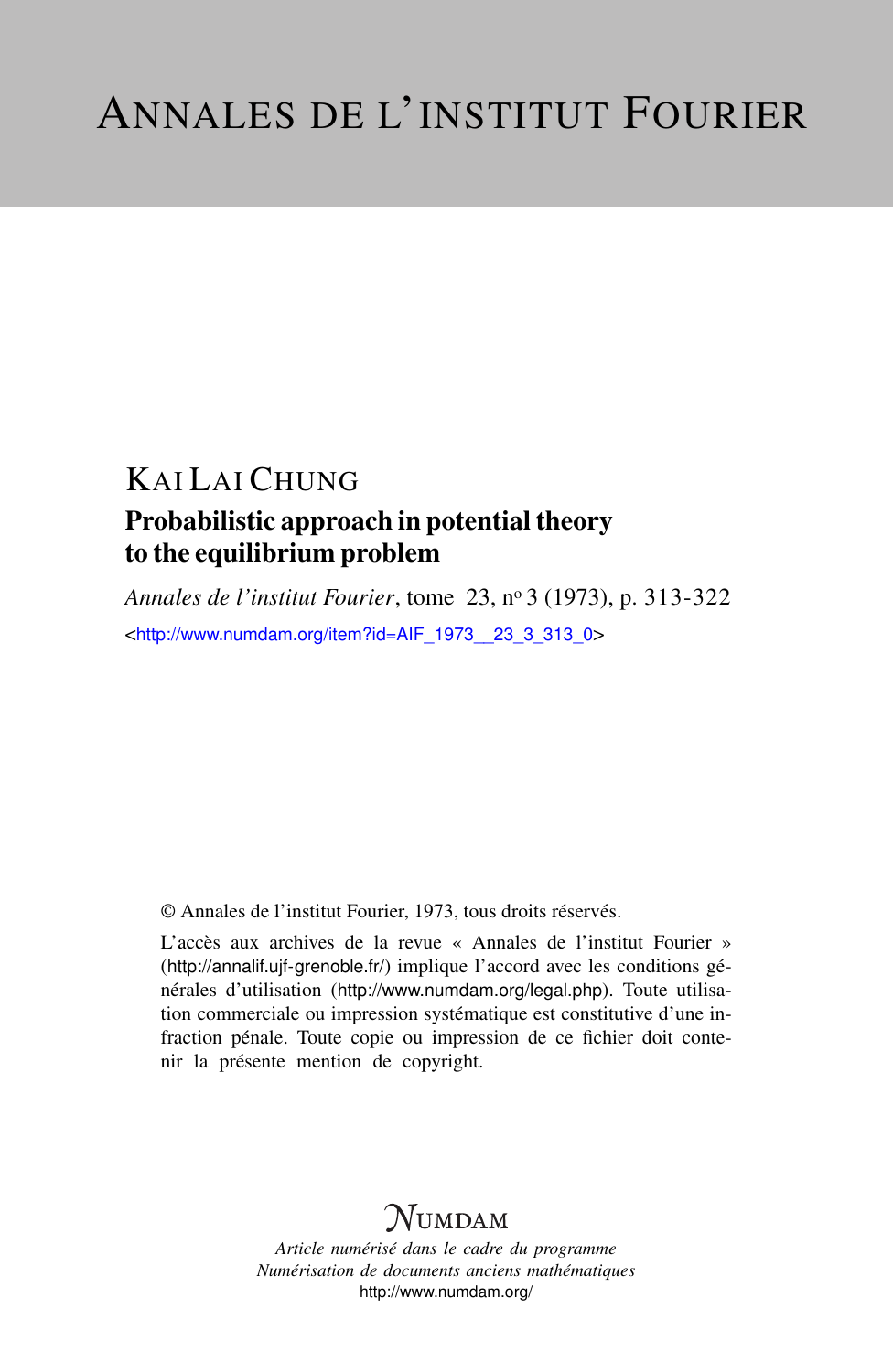# ANNALES DE L'INSTITUT FOURIER

KAI LAI CHUNG

## Probabilistic approach in potential theory to the equilibrium problem

*Annales de l'institut Fourier*, tome 23, nº 3 (1973), p. 313-322

<http://www.numdam.org/item?id=AIF_1973__23_3_313_0>

© Annales de l'institut Fourier, 1973, tous droits réservés.

L'accès aux archives de la revue « Annales de l'institut Fourier » (http://annalif.ujf-grenoble.fr/) implique l'accord avec les conditions générales d'utilisation (http://www.numdam.org/legal.php). Toute utilisation commerciale ou impression systématique est constitutive d'une infraction pénale. Toute copie ou impression de ce fichier doit contenir la présente mention de copyright.

NUMDAM

*Article numérisé dans le cadre du programme*
*Numérisation de documents anciens mathématiques*
http://www.numdam.org/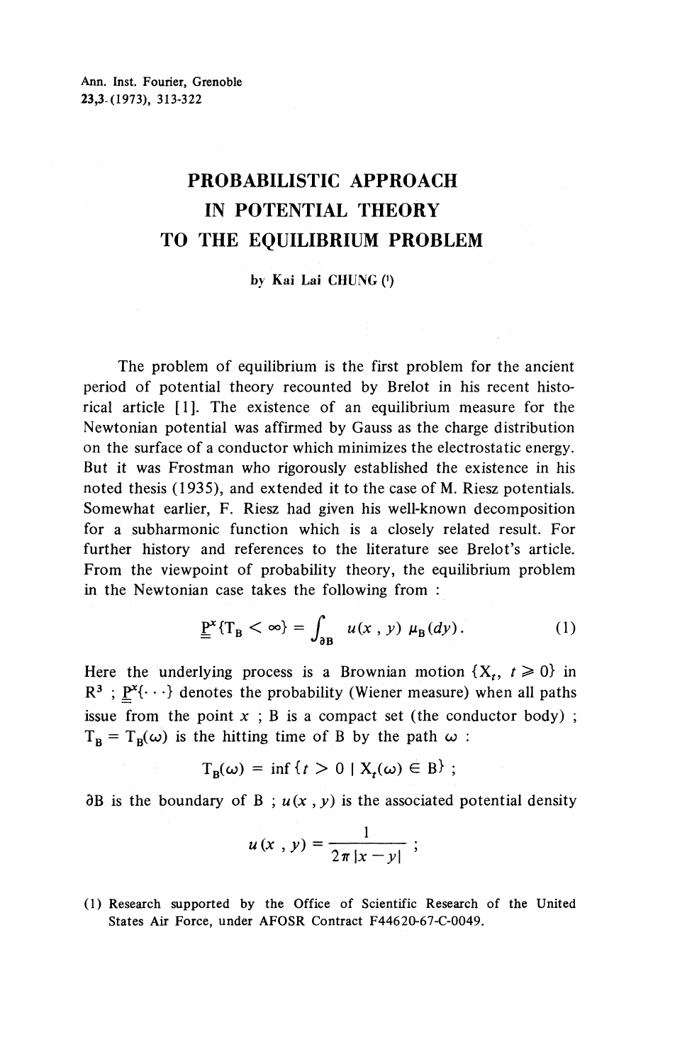Ann. Inst. Fourier, Grenoble
23,3 (1973), 313-322

# PROBABILISTIC APPROACH IN POTENTIAL THEORY TO THE EQUILIBRIUM PROBLEM

by Kai Lai CHUNG (1)

The problem of equilibrium is the first problem for the ancient period of potential theory recounted by Brelot in his recent historical article [1]. The existence of an equilibrium measure for the Newtonian potential was affirmed by Gauss as the charge distribution on the surface of a conductor which minimizes the electrostatic energy. But it was Frostman who rigorously established the existence in his noted thesis (1935), and extended it to the case of M. Riesz potentials. Somewhat earlier, F. Riesz had given his well-known decomposition for a subharmonic function which is a closely related result. For further history and references to the literature see Brelot's article. From the viewpoint of probability theory, the equilibrium problem in the Newtonian case takes the following from :

$$\underline{\underline{P}}^x\{T_B < \infty\} = \int_{\partial B} u(x, y)\, \mu_B(dy). \qquad (1)$$

Here the underlying process is a Brownian motion $\{X_t, t \geqslant 0\}$ in $R^3$ ; $\underline{\underline{P}}^x\{\cdots\}$ denotes the probability (Wiener measure) when all paths issue from the point $x$ ; B is a compact set (the conductor body) ; $T_B = T_B(\omega)$ is the hitting time of B by the path $\omega$ :

$$T_B(\omega) = \inf\{t > 0 \mid X_t(\omega) \in B\} ;$$

$\partial B$ is the boundary of B ; $u(x, y)$ is the associated potential density

$$u(x, y) = \frac{1}{2\pi |x - y|} ;$$

(1) Research supported by the Office of Scientific Research of the United States Air Force, under AFOSR Contract F44620-67-C-0049.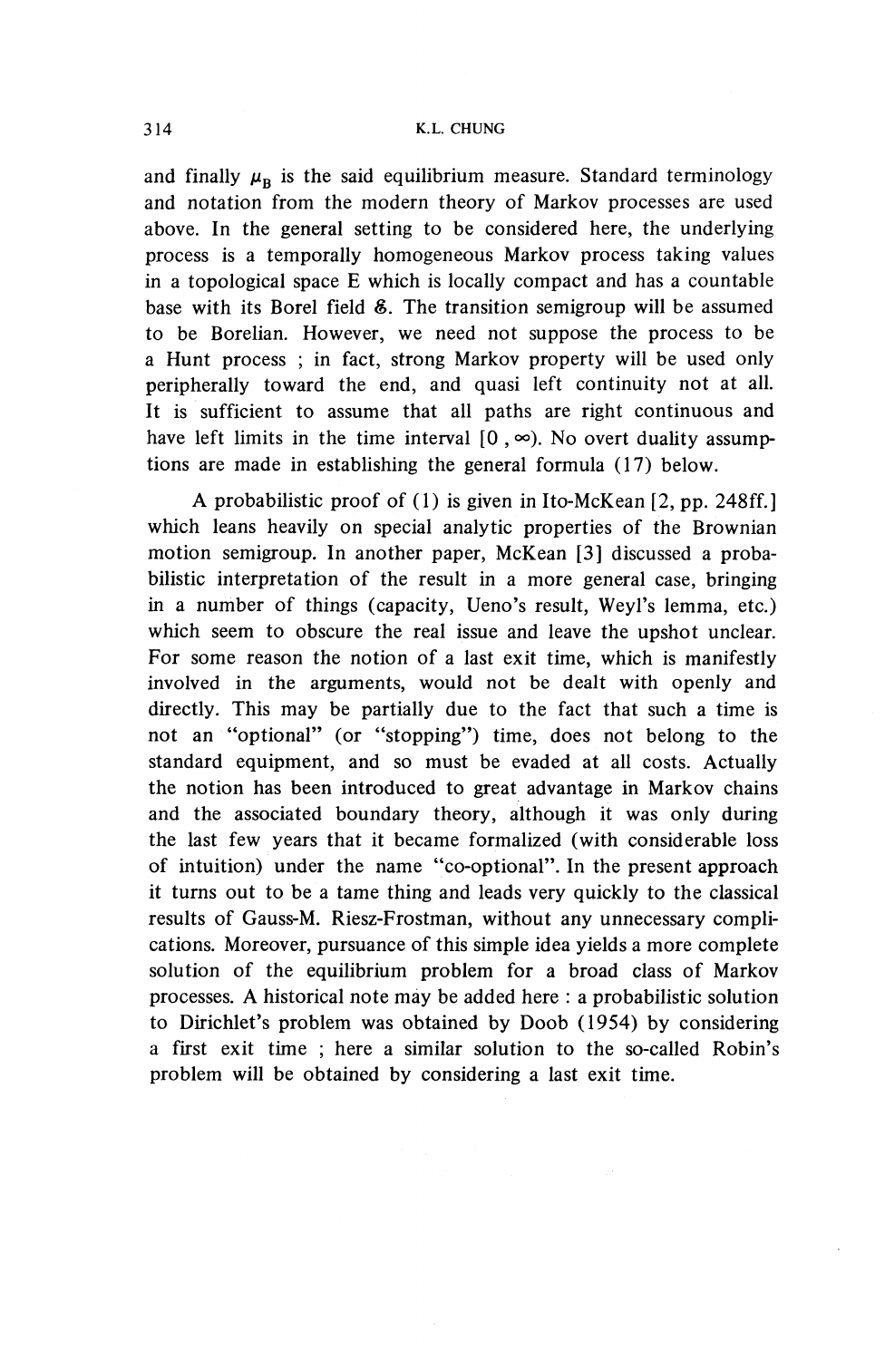and finally $\mu_B$ is the said equilibrium measure. Standard terminology and notation from the modern theory of Markov processes are used above. In the general setting to be considered here, the underlying process is a temporally homogeneous Markov process taking values in a topological space E which is locally compact and has a countable base with its Borel field $\mathcal{E}$. The transition semigroup will be assumed to be Borelian. However, we need not suppose the process to be a Hunt process ; in fact, strong Markov property will be used only peripherally toward the end, and quasi left continuity not at all. It is sufficient to assume that all paths are right continuous and have left limits in the time interval $[0, \infty)$. No overt duality assumptions are made in establishing the general formula (17) below.

A probabilistic proof of (1) is given in Ito-McKean [2, pp. 248ff.] which leans heavily on special analytic properties of the Brownian motion semigroup. In another paper, McKean [3] discussed a probabilistic interpretation of the result in a more general case, bringing in a number of things (capacity, Ueno's result, Weyl's lemma, etc.) which seem to obscure the real issue and leave the upshot unclear. For some reason the notion of a last exit time, which is manifestly involved in the arguments, would not be dealt with openly and directly. This may be partially due to the fact that such a time is not an "optional" (or "stopping") time, does not belong to the standard equipment, and so must be evaded at all costs. Actually the notion has been introduced to great advantage in Markov chains and the associated boundary theory, although it was only during the last few years that it became formalized (with considerable loss of intuition) under the name "co-optional". In the present approach it turns out to be a tame thing and leads very quickly to the classical results of Gauss-M. Riesz-Frostman, without any unnecessary complications. Moreover, pursuance of this simple idea yields a more complete solution of the equilibrium problem for a broad class of Markov processes. A historical note may be added here : a probabilistic solution to Dirichlet's problem was obtained by Doob (1954) by considering a first exit time ; here a similar solution to the so-called Robin's problem will be obtained by considering a last exit time.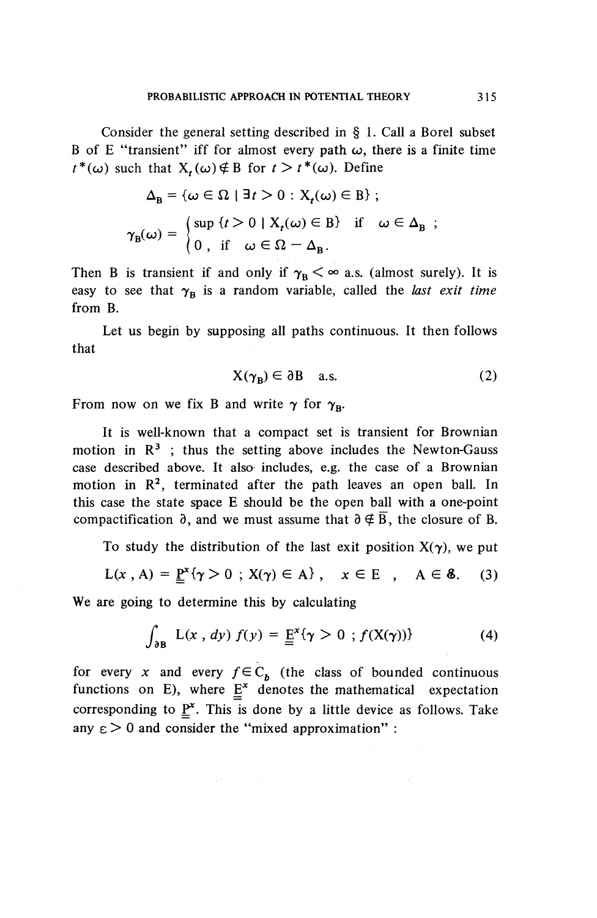Consider the general setting described in § 1. Call a Borel subset B of E "transient" iff for almost every path $\omega$, there is a finite time $t^*(\omega)$ such that $X_t(\omega) \notin B$ for $t > t^*(\omega)$. Define

$$\Delta_B = \{\omega \in \Omega \mid \exists t > 0 : X_t(\omega) \in B\} ;$$

$$\gamma_B(\omega) = \begin{cases} \sup \{t > 0 \mid X_t(\omega) \in B\} & \text{if} \quad \omega \in \Delta_B ; \\ 0 , \text{ if } \quad \omega \in \Omega - \Delta_B . \end{cases}$$

Then B is transient if and only if $\gamma_B < \infty$ a.s. (almost surely). It is easy to see that $\gamma_B$ is a random variable, called the *last exit time* from B.

Let us begin by supposing all paths continuous. It then follows that

$$X(\gamma_B) \in \partial B \quad \text{a.s.} \tag{2}$$

From now on we fix B and write $\gamma$ for $\gamma_B$.

It is well-known that a compact set is transient for Brownian motion in $R^3$ ; thus the setting above includes the Newton-Gauss case described above. It also includes, e.g. the case of a Brownian motion in $R^2$, terminated after the path leaves an open ball. In this case the state space E should be the open ball with a one-point compactification $\partial$, and we must assume that $\partial \notin \overline{B}$, the closure of B.

To study the distribution of the last exit position $X(\gamma)$, we put

$$L(x , A) = \underline{\underline{P}}^x\{\gamma > 0 \; ; X(\gamma) \in A\} , \quad x \in E \quad , \quad A \in \mathcal{E}. \tag{3}$$

We are going to determine this by calculating

$$\int_{\partial B} L(x , dy) \, f(y) = \underline{\underline{E}}^x\{\gamma > 0 \; ; f(X(\gamma))\} \tag{4}$$

for every $x$ and every $f \in C_b$ (the class of bounded continuous functions on E), where $\underline{\underline{E}}^x$ denotes the mathematical expectation corresponding to $\underline{\underline{P}}^x$. This is done by a little device as follows. Take any $\varepsilon > 0$ and consider the "mixed approximation" :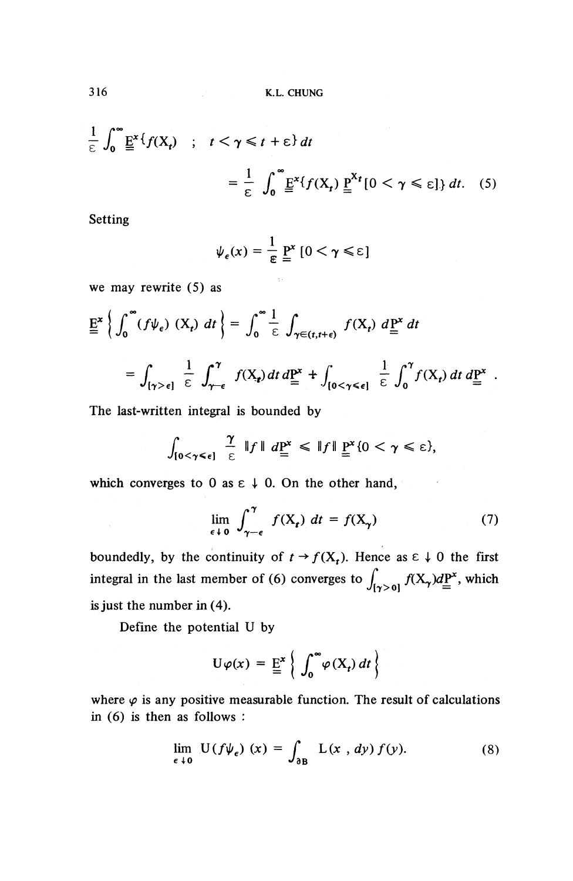$$\frac{1}{\varepsilon}\int_0^\infty \underline{\underline{E}}^x\{f(X_t) \quad ; \quad t < \gamma \leqslant t+\varepsilon\}\,dt$$

$$= \frac{1}{\varepsilon}\int_0^\infty \underline{\underline{E}}^x\{f(X_t)\,\underline{\underline{P}}^{X_t}[0 < \gamma \leqslant \varepsilon]\}\,dt. \quad (5)$$

Setting

$$\psi_\varepsilon(x) = \frac{1}{\varepsilon}\underline{\underline{P}}^x\,[0 < \gamma \leqslant \varepsilon]$$

we may rewrite (5) as

$$\underline{\underline{E}}^x\left\{\int_0^\infty (f\psi_\varepsilon)\,(X_t)\,dt\right\} = \int_0^\infty \frac{1}{\varepsilon}\int_{\gamma\in(t,t+\varepsilon)} f(X_t)\,d\underline{\underline{P}}^x\,dt$$

$$= \int_{[\gamma>\varepsilon]} \frac{1}{\varepsilon}\int_{\gamma-\varepsilon}^{\gamma} f(X_t)\,dt\,d\underline{\underline{P}}^x + \int_{[0<\gamma\leqslant\varepsilon]} \frac{1}{\varepsilon}\int_0^\gamma f(X_t)\,dt\,d\underline{\underline{P}}^x\,.$$

The last-written integral is bounded by

$$\int_{[0<\gamma\leqslant\varepsilon]} \frac{\gamma}{\varepsilon}\,\|f\|\,d\underline{\underline{P}}^x \leqslant \|f\|\,\underline{\underline{P}}^x\{0 < \gamma \leqslant \varepsilon\},$$

which converges to 0 as $\varepsilon \downarrow 0$. On the other hand,

$$\lim_{\varepsilon\downarrow 0}\int_{\gamma-\varepsilon}^{\gamma} f(X_t)\,dt = f(X_\gamma) \quad (7)$$

boundedly, by the continuity of $t \to f(X_t)$. Hence as $\varepsilon \downarrow 0$ the first integral in the last member of (6) converges to $\int_{[\gamma>0]} f(X_\gamma)d\underline{\underline{P}}^x$, which is just the number in (4).

Define the potential U by

$$U\varphi(x) = \underline{\underline{E}}^x\left\{\int_0^\infty \varphi(X_t)\,dt\right\}$$

where $\varphi$ is any positive measurable function. The result of calculations in (6) is then as follows :

$$\lim_{\varepsilon\downarrow 0} U(f\psi_\varepsilon)\,(x) = \int_{\partial B} L(x\,,\,dy)\,f(y). \quad (8)$$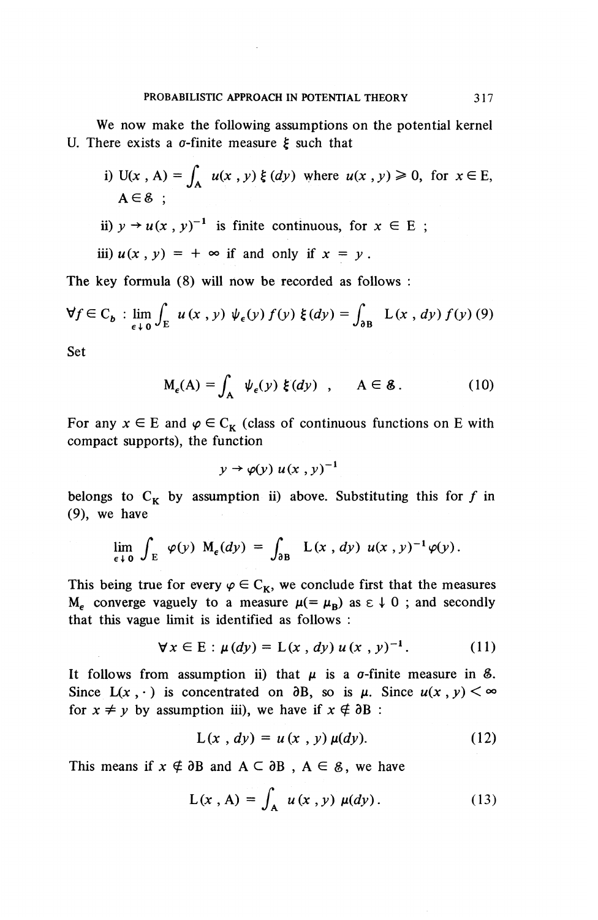We now make the following assumptions on the potential kernel U. There exists a $\sigma$-finite measure $\xi$ such that

i) $U(x, A) = \int_A u(x, y)\, \xi(dy)$ where $u(x, y) \geqslant 0$, for $x \in E$, $A \in \mathcal{E}$ ;

ii) $y \to u(x, y)^{-1}$ is finite continuous, for $x \in E$ ;

iii) $u(x, y) = +\infty$ if and only if $x = y$.

The key formula (8) will now be recorded as follows :

$$\forall f \in C_b : \lim_{\varepsilon \downarrow 0} \int_E u(x, y)\, \psi_\varepsilon(y)\, f(y)\, \xi(dy) = \int_{\partial B} L(x, dy)\, f(y) \quad (9)$$

Set

$$M_\varepsilon(A) = \int_A \psi_\varepsilon(y)\, \xi(dy) \ , \qquad A \in \mathcal{E}. \qquad (10)$$

For any $x \in E$ and $\varphi \in C_K$ (class of continuous functions on E with compact supports), the function

$$y \to \varphi(y)\, u(x, y)^{-1}$$

belongs to $C_K$ by assumption ii) above. Substituting this for $f$ in (9), we have

$$\lim_{\varepsilon \downarrow 0} \int_E \varphi(y)\, M_\varepsilon(dy) = \int_{\partial B} L(x, dy)\, u(x, y)^{-1} \varphi(y).$$

This being true for every $\varphi \in C_K$, we conclude first that the measures $M_\varepsilon$ converge vaguely to a measure $\mu (= \mu_B)$ as $\varepsilon \downarrow 0$ ; and secondly that this vague limit is identified as follows :

$$\forall x \in E : \mu(dy) = L(x, dy)\, u(x, y)^{-1}. \qquad (11)$$

It follows from assumption ii) that $\mu$ is a $\sigma$-finite measure in $\mathcal{E}$. Since $L(x, \cdot)$ is concentrated on $\partial B$, so is $\mu$. Since $u(x, y) < \infty$ for $x \neq y$ by assumption iii), we have if $x \notin \partial B$ :

$$L(x, dy) = u(x, y)\, \mu(dy). \qquad (12)$$

This means if $x \notin \partial B$ and $A \subset \partial B$ , $A \in \mathcal{E}$, we have

$$L(x, A) = \int_A u(x, y)\, \mu(dy). \qquad (13)$$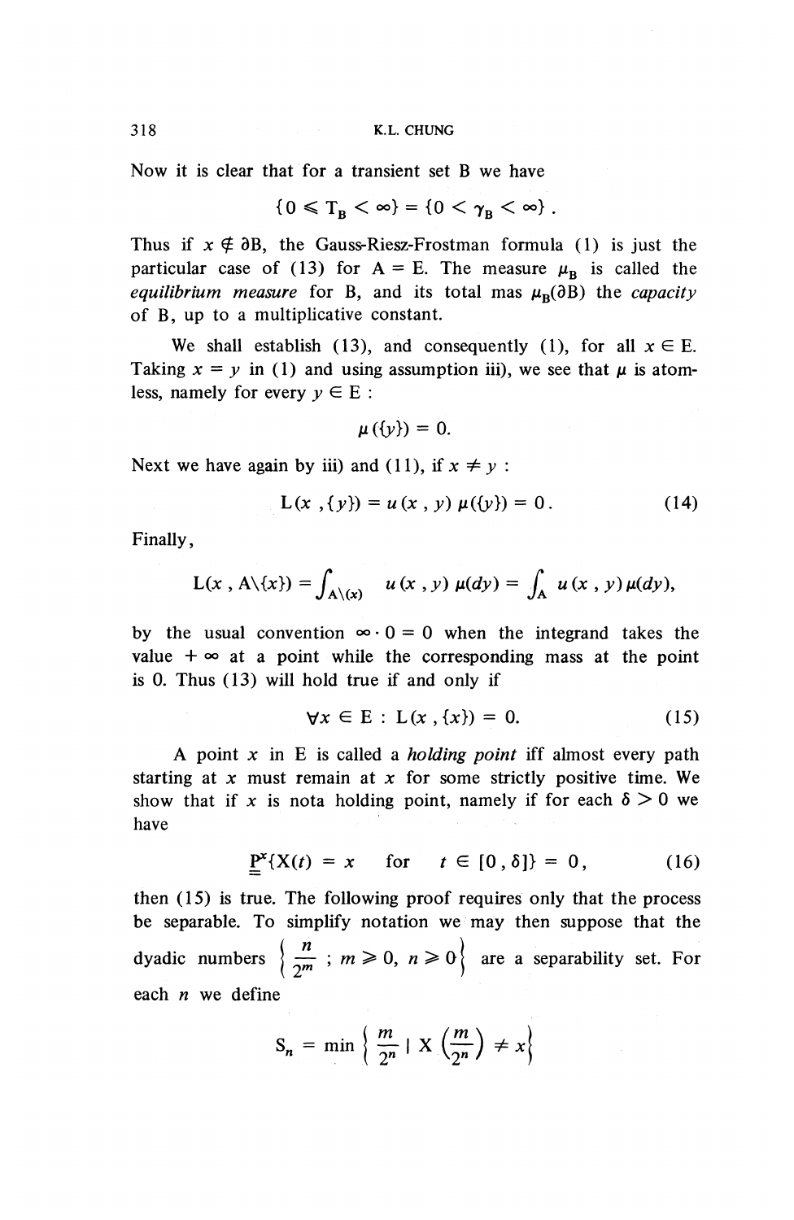Now it is clear that for a transient set B we have

$$\{0 \leqslant T_B < \infty\} = \{0 < \gamma_B < \infty\}.$$

Thus if $x \notin \partial B$, the Gauss-Riesz-Frostman formula (1) is just the particular case of (13) for $A = E$. The measure $\mu_B$ is called the *equilibrium measure* for B, and its total mas $\mu_B(\partial B)$ the *capacity* of B, up to a multiplicative constant.

We shall establish (13), and consequently (1), for all $x \in E$. Taking $x = y$ in (1) and using assumption iii), we see that $\mu$ is atomless, namely for every $y \in E$ :

$$\mu(\{y\}) = 0.$$

Next we have again by iii) and (11), if $x \neq y$ :

$$L(x, \{y\}) = u(x, y)\, \mu(\{y\}) = 0. \tag{14}$$

Finally,

$$L(x, A\backslash\{x\}) = \int_{A\backslash(x)} u(x, y)\, \mu(dy) = \int_A u(x, y)\, \mu(dy),$$

by the usual convention $\infty \cdot 0 = 0$ when the integrand takes the value $+\infty$ at a point while the corresponding mass at the point is 0. Thus (13) will hold true if and only if

$$\forall x \in E : L(x, \{x\}) = 0. \tag{15}$$

A point $x$ in E is called a *holding point* iff almost every path starting at $x$ must remain at $x$ for some strictly positive time. We show that if $x$ is nota holding point, namely if for each $\delta > 0$ we have

$$\underline{\underline{P}}^x\{X(t) = x \quad \text{for} \quad t \in [0, \delta]\} = 0, \tag{16}$$

then (15) is true. The following proof requires only that the process be separable. To simplify notation we may then suppose that the dyadic numbers $\left\{\frac{n}{2^m}\, ;\, m \geqslant 0,\, n \geqslant 0\right\}$ are a separability set. For each $n$ we define

$$S_n = \min\left\{\frac{m}{2^n} \mid X\left(\frac{m}{2^n}\right) \neq x\right\}$$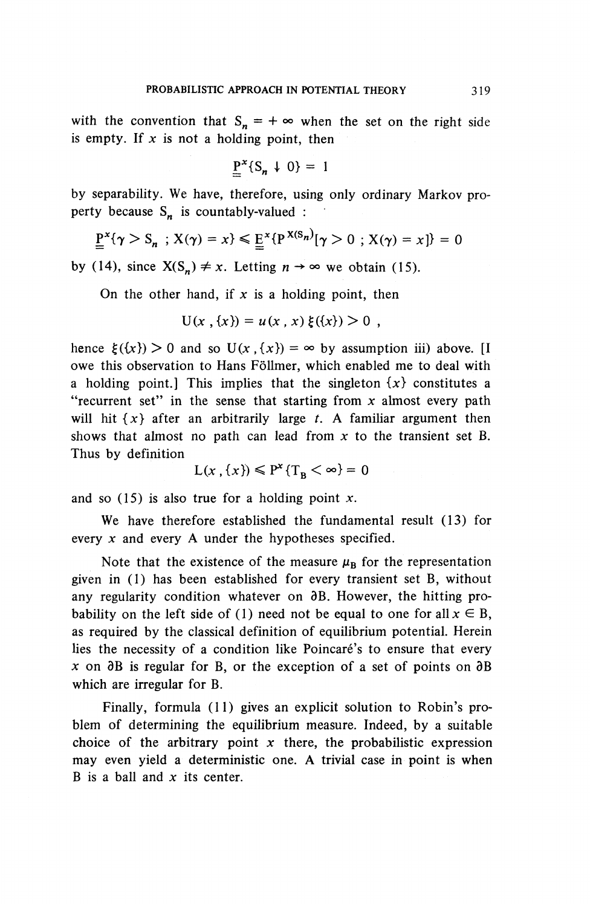with the convention that $S_n = +\infty$ when the set on the right side is empty. If $x$ is not a holding point, then

$$\underline{\underline{P}}^x\{S_n \downarrow 0\} = 1$$

by separability. We have, therefore, using only ordinary Markov property because $S_n$ is countably-valued :

$$\underline{\underline{P}}^x\{\gamma > S_n \; ; X(\gamma) = x\} \leqslant \underline{\underline{E}}^x\{P^{X(S_n)}[\gamma > 0 \; ; X(\gamma) = x]\} = 0$$

by (14), since $X(S_n) \neq x$. Letting $n \to \infty$ we obtain (15).

On the other hand, if $x$ is a holding point, then

$$U(x, \{x\}) = u(x, x)\, \xi(\{x\}) > 0 ,$$

hence $\xi(\{x\}) > 0$ and so $U(x, \{x\}) = \infty$ by assumption iii) above. [I owe this observation to Hans Föllmer, which enabled me to deal with a holding point.] This implies that the singleton $\{x\}$ constitutes a "recurrent set" in the sense that starting from $x$ almost every path will hit $\{x\}$ after an arbitrarily large $t$. A familiar argument then shows that almost no path can lead from $x$ to the transient set B. Thus by definition

$$L(x, \{x\}) \leqslant P^x\{T_B < \infty\} = 0$$

and so (15) is also true for a holding point $x$.

We have therefore established the fundamental result (13) for every $x$ and every A under the hypotheses specified.

Note that the existence of the measure $\mu_B$ for the representation given in (1) has been established for every transient set B, without any regularity condition whatever on $\partial B$. However, the hitting probability on the left side of (1) need not be equal to one for all $x \in B$, as required by the classical definition of equilibrium potential. Herein lies the necessity of a condition like Poincaré's to ensure that every $x$ on $\partial B$ is regular for B, or the exception of a set of points on $\partial B$ which are irregular for B.

Finally, formula (11) gives an explicit solution to Robin's problem of determining the equilibrium measure. Indeed, by a suitable choice of the arbitrary point $x$ there, the probabilistic expression may even yield a deterministic one. A trivial case in point is when B is a ball and $x$ its center.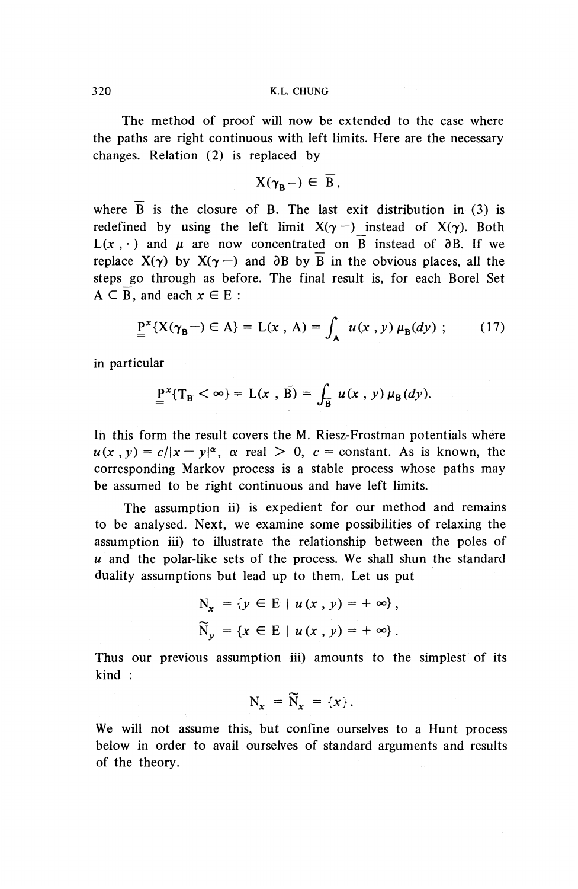The method of proof will now be extended to the case where the paths are right continuous with left limits. Here are the necessary changes. Relation (2) is replaced by

$$X(\gamma_B-) \in \overline{B},$$

where $\overline{B}$ is the closure of B. The last exit distribution in (3) is redefined by using the left limit $X(\gamma-)$ instead of $X(\gamma)$. Both $L(x, \cdot)$ and $\mu$ are now concentrated on $\overline{B}$ instead of $\partial B$. If we replace $X(\gamma)$ by $X(\gamma-)$ and $\partial B$ by $\overline{B}$ in the obvious places, all the steps go through as before. The final result is, for each Borel Set $A \subset \overline{B}$, and each $x \in E$ :

$$\underline{\underline{P}}^x\{X(\gamma_B-) \in A\} = L(x, A) = \int_A u(x, y)\, \mu_B(dy)\,; \tag{17}$$

in particular

$$\underline{\underline{P}}^x\{T_B < \infty\} = L(x, \overline{B}) = \int_{\overline{B}} u(x, y)\, \mu_B(dy).$$

In this form the result covers the M. Riesz-Frostman potentials where $u(x, y) = c/|x-y|^\alpha$, $\alpha$ real $> 0$, $c$ = constant. As is known, the corresponding Markov process is a stable process whose paths may be assumed to be right continuous and have left limits.

The assumption ii) is expedient for our method and remains to be analysed. Next, we examine some possibilities of relaxing the assumption iii) to illustrate the relationship between the poles of $u$ and the polar-like sets of the process. We shall shun the standard duality assumptions but lead up to them. Let us put

$$N_x = \{y \in E \mid u(x, y) = +\infty\},$$

$$\widetilde{N}_y = \{x \in E \mid u(x, y) = +\infty\}.$$

Thus our previous assumption iii) amounts to the simplest of its kind :

$$N_x = \widetilde{N}_x = \{x\}.$$

We will not assume this, but confine ourselves to a Hunt process below in order to avail ourselves of standard arguments and results of the theory.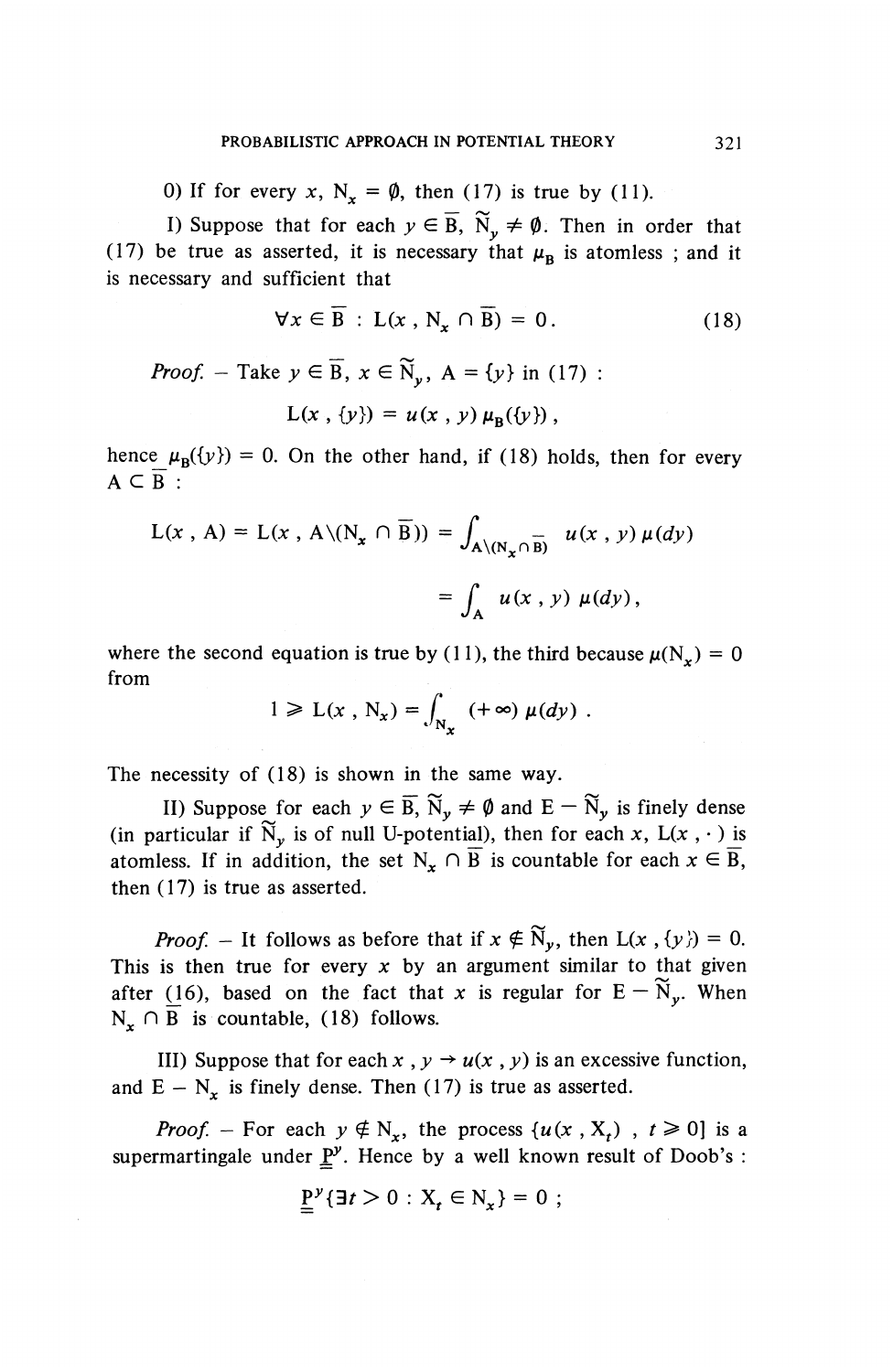0) If for every $x$, $N_x = \emptyset$, then (17) is true by (11).

I) Suppose that for each $y \in \overline{B}$, $\widetilde{N}_y \neq \emptyset$. Then in order that (17) be true as asserted, it is necessary that $\mu_B$ is atomless ; and it is necessary and sufficient that

$$\forall x \in \overline{B} : L(x, N_x \cap \overline{B}) = 0 . \tag{18}$$

*Proof.* – Take $y \in \overline{B}$, $x \in \widetilde{N}_y$, $A = \{y\}$ in (17) :

$$L(x, \{y\}) = u(x, y)\, \mu_B(\{y\}) ,$$

hence $\mu_B(\{y\}) = 0$. On the other hand, if (18) holds, then for every $A \subset \overline{B}$ :

$$L(x, A) = L(x, A \backslash (N_x \cap \overline{B})) = \int_{A \backslash (N_x \cap \overline{B})} u(x, y)\, \mu(dy)$$

$$= \int_A u(x, y)\, \mu(dy) ,$$

where the second equation is true by (11), the third because $\mu(N_x) = 0$ from

$$1 \geqslant L(x, N_x) = \int_{N_x} (+\infty)\, \mu(dy) .$$

The necessity of (18) is shown in the same way.

II) Suppose for each $y \in \overline{B}$, $\widetilde{N}_y \neq \emptyset$ and $E - \widetilde{N}_y$ is finely dense (in particular if $\widetilde{N}_y$ is of null U-potential), then for each $x$, $L(x, \cdot)$ is atomless. If in addition, the set $N_x \cap \overline{B}$ is countable for each $x \in \overline{B}$, then (17) is true as asserted.

*Proof.* – It follows as before that if $x \notin \widetilde{N}_y$, then $L(x, \{y\}) = 0$. This is then true for every $x$ by an argument similar to that given after (16), based on the fact that $x$ is regular for $E - \widetilde{N}_y$. When $N_x \cap \overline{B}$ is countable, (18) follows.

III) Suppose that for each $x$, $y \to u(x, y)$ is an excessive function, and $E - N_x$ is finely dense. Then (17) is true as asserted.

*Proof.* – For each $y \notin N_x$, the process $\{u(x, X_t), t \geqslant 0\}$ is a supermartingale under $\underline{P}^y$. Hence by a well known result of Doob's :

$$\underline{P}^y\{\exists t > 0 : X_t \in N_x\} = 0 ;$$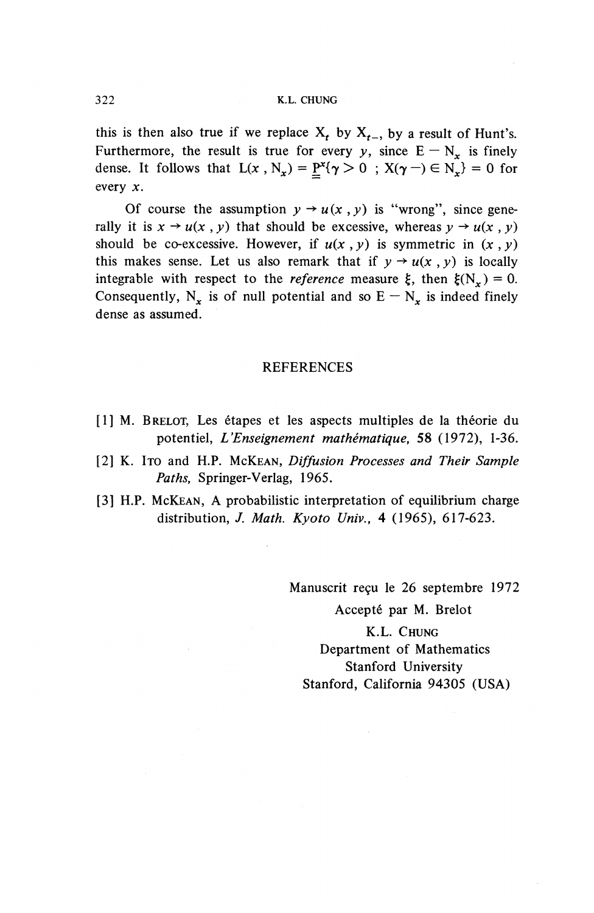this is then also true if we replace $X_t$ by $X_{t-}$, by a result of Hunt's. Furthermore, the result is true for every $y$, since $E - N_x$ is finely dense. It follows that $L(x, N_x) = \underline{\underline{P}}^x\{\gamma > 0 \; ; X(\gamma -) \in N_x\} = 0$ for every $x$.

Of course the assumption $y \to u(x, y)$ is "wrong", since generally it is $x \to u(x, y)$ that should be excessive, whereas $y \to u(x, y)$ should be co-excessive. However, if $u(x, y)$ is symmetric in $(x, y)$ this makes sense. Let us also remark that if $y \to u(x, y)$ is locally integrable with respect to the *reference* measure $\xi$, then $\xi(N_x) = 0$. Consequently, $N_x$ is of null potential and so $E - N_x$ is indeed finely dense as assumed.

## REFERENCES

[1] M. Brelot, Les étapes et les aspects multiples de la théorie du potentiel, *L'Enseignement mathématique*, **58** (1972), 1-36.

[2] K. Ito and H.P. McKean, *Diffusion Processes and Their Sample Paths*, Springer-Verlag, 1965.

[3] H.P. McKean, A probabilistic interpretation of equilibrium charge distribution, *J. Math. Kyoto Univ.*, **4** (1965), 617-623.

Manuscrit reçu le 26 septembre 1972

Accepté par M. Brelot

K.L. Chung
Department of Mathematics
Stanford University
Stanford, California 94305 (USA)